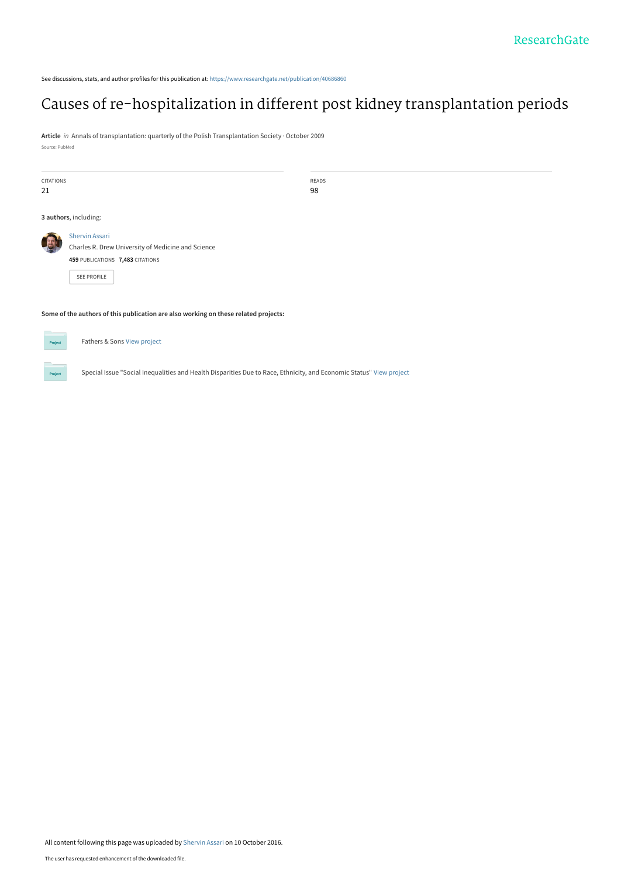See discussions, stats, and author profiles for this publication at: https://www.researchgate.net/publication/40686860

# Causes of re-hospitalization in different post kidney transplantation periods

**Article** *in* Annals of transplantation: quarterly of the Polish Transplantation Society · October 2009

Source: PubMed

| CITATIONS | READS |
| --- | --- |
| 21 | 98 |

**3 authors**, including:

Shervin Assari
Charles R. Drew University of Medicine and Science
**459** PUBLICATIONS **7,483** CITATIONS

SEE PROFILE

**Some of the authors of this publication are also working on these related projects:**

Fathers & Sons View project

Special Issue "Social Inequalities and Health Disparities Due to Race, Ethnicity, and Economic Status" View project

All content following this page was uploaded by Shervin Assari on 10 October 2016.

The user has requested enhancement of the downloaded file.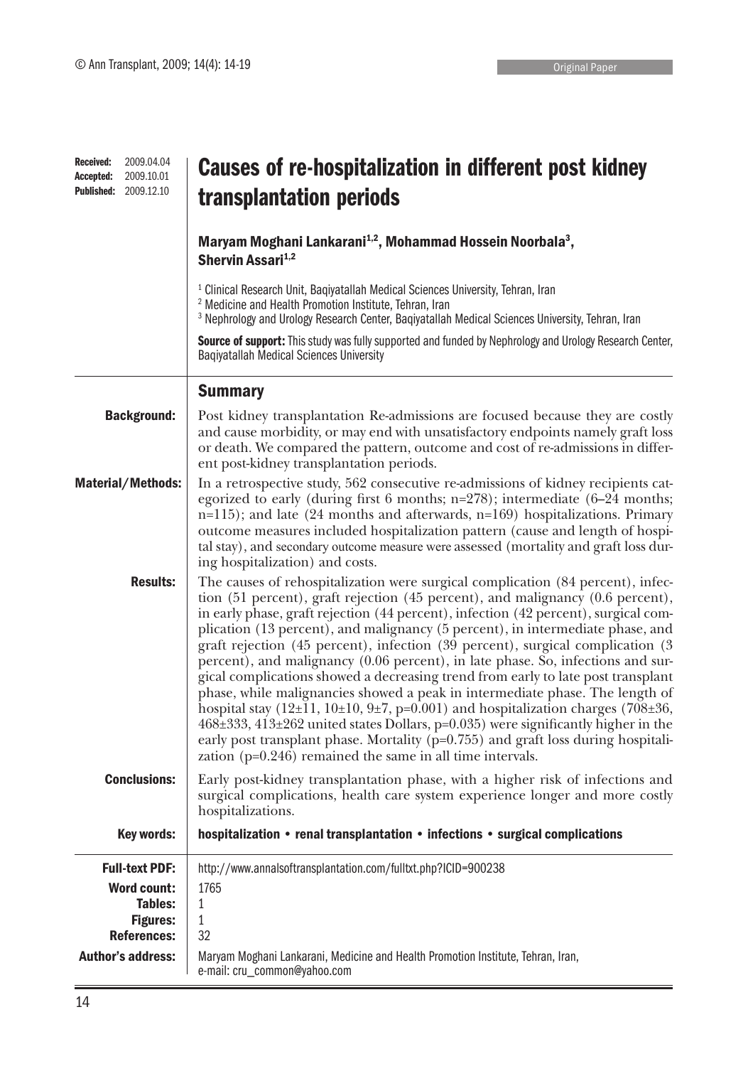Received: 2009.04.04
Accepted: 2009.10.01
Published: 2009.12.10

# Causes of re-hospitalization in different post kidney transplantation periods

**Maryam Moghani Lankarani[1,2], Mohammad Hossein Noorbala[3], Shervin Assari[1,2]**

[1] Clinical Research Unit, Baqiyatallah Medical Sciences University, Tehran, Iran
[2] Medicine and Health Promotion Institute, Tehran, Iran
[3] Nephrology and Urology Research Center, Baqiyatallah Medical Sciences University, Tehran, Iran

**Source of support:** This study was fully supported and funded by Nephrology and Urology Research Center, Baqiyatallah Medical Sciences University

## Summary

**Background:** Post kidney transplantation Re-admissions are focused because they are costly and cause morbidity, or may end with unsatisfactory endpoints namely graft loss or death. We compared the pattern, outcome and cost of re-admissions in different post-kidney transplantation periods.

**Material/Methods:** In a retrospective study, 562 consecutive re-admissions of kidney recipients categorized to early (during first 6 months; n=278); intermediate (6–24 months; n=115); and late (24 months and afterwards, n=169) hospitalizations. Primary outcome measures included hospitalization pattern (cause and length of hospital stay), and secondary outcome measure were assessed (mortality and graft loss during hospitalization) and costs.

**Results:** The causes of rehospitalization were surgical complication (84 percent), infection (51 percent), graft rejection (45 percent), and malignancy (0.6 percent), in early phase, graft rejection (44 percent), infection (42 percent), surgical complication (13 percent), and malignancy (5 percent), in intermediate phase, and graft rejection (45 percent), infection (39 percent), surgical complication (3 percent), and malignancy (0.06 percent), in late phase. So, infections and surgical complications showed a decreasing trend from early to late post transplant phase, while malignancies showed a peak in intermediate phase. The length of hospital stay (12±11, 10±10, 9±7, p=0.001) and hospitalization charges (708±36, 468±333, 413±262 united states Dollars, p=0.035) were significantly higher in the early post transplant phase. Mortality (p=0.755) and graft loss during hospitalization (p=0.246) remained the same in all time intervals.

**Conclusions:** Early post-kidney transplantation phase, with a higher risk of infections and surgical complications, health care system experience longer and more costly hospitalizations.

**Key words:** **hospitalization • renal transplantation • infections • surgical complications**

**Full-text PDF:** http://www.annalsoftransplantation.com/fulltxt.php?ICID=900238

**Word count:** 1765

**Tables:** 1

**Figures:** 1

**References:** 32

**Author's address:** Maryam Moghani Lankarani, Medicine and Health Promotion Institute, Tehran, Iran, e-mail: cru_common@yahoo.com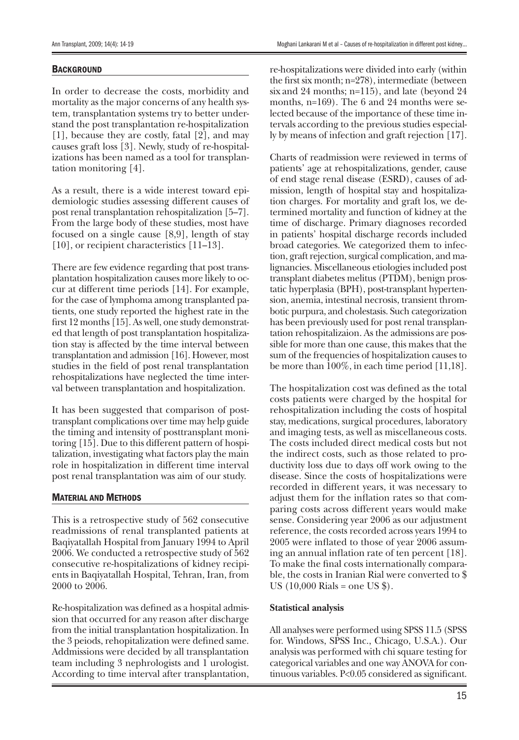## Background

In order to decrease the costs, morbidity and mortality as the major concerns of any health system, transplantation systems try to better understand the post transplantation re-hospitalization [1], because they are costly, fatal [2], and may causes graft loss [3]. Newly, study of re-hospitalizations has been named as a tool for transplantation monitoring [4].

As a result, there is a wide interest toward epidemiologic studies assessing different causes of post renal transplantation rehospitalization [5–7]. From the large body of these studies, most have focused on a single cause [8,9], length of stay [10], or recipient characteristics [11–13].

There are few evidence regarding that post transplantation hospitalization causes more likely to occur at different time periods [14]. For example, for the case of lymphoma among transplanted patients, one study reported the highest rate in the first 12 months [15]. As well, one study demonstrated that length of post transplantation hospitalization stay is affected by the time interval between transplantation and admission [16]. However, most studies in the field of post renal transplantation rehospitalizations have neglected the time interval between transplantation and hospitalization.

It has been suggested that comparison of post-transplant complications over time may help guide the timing and intensity of posttransplant monitoring [15]. Due to this different pattern of hospitalization, investigating what factors play the main role in hospitalization in different time interval post renal transplantation was aim of our study.

## Material and Methods

This is a retrospective study of 562 consecutive readmissions of renal transplanted patients at Baqiyatallah Hospital from January 1994 to April 2006. We conducted a retrospective study of 562 consecutive re-hospitalizations of kidney recipients in Baqiyatallah Hospital, Tehran, Iran, from 2000 to 2006.

Re-hospitalization was defined as a hospital admission that occurred for any reason after discharge from the initial transplantation hospitalization. In the 3 peiods, rehopitalization were defined same. Addmissions were decided by all transplantation team including 3 nephrologists and 1 urologist. According to time interval after transplantation, re-hospitalizations were divided into early (within the first six month; n=278), intermediate (between six and 24 months; n=115), and late (beyond 24 months, n=169). The 6 and 24 months were selected because of the importance of these time intervals according to the previous studies especially by means of infection and graft rejection [17].

Charts of readmission were reviewed in terms of patients' age at rehospitalizations, gender, cause of end stage renal disease (ESRD), causes of admission, length of hospital stay and hospitalization charges. For mortality and graft los, we determined mortality and function of kidney at the time of discharge. Primary diagnoses recorded in patients' hospital discharge records included broad categories. We categorized them to infection, graft rejection, surgical complication, and malignancies. Miscellaneous etiologies included post transplant diabetes melitus (PTDM), benign prostatic hyperplasia (BPH), post-transplant hypertension, anemia, intestinal necrosis, transient thrombotic purpura, and cholestasis. Such categorization has been previously used for post renal transplantation rehospitalizaion. As the admissions are possible for more than one cause, this makes that the sum of the frequencies of hospitalization causes to be more than 100%, in each time period [11,18].

The hospitalization cost was defined as the total costs patients were charged by the hospital for rehospitalization including the costs of hospital stay, medications, surgical procedures, laboratory and imaging tests, as well as miscellaneous costs. The costs included direct medical costs but not the indirect costs, such as those related to productivity loss due to days off work owing to the disease. Since the costs of hospitalizations were recorded in different years, it was necessary to adjust them for the inflation rates so that comparing costs across different years would make sense. Considering year 2006 as our adjustment reference, the costs recorded across years 1994 to 2005 were inflated to those of year 2006 assuming an annual inflation rate of ten percent [18]. To make the final costs internationally comparable, the costs in Iranian Rial were converted to $ US (10,000 Rials = one US $).

### Statistical analysis

All analyses were performed using SPSS 11.5 (SPSS for. Windows, SPSS Inc., Chicago, U.S.A.). Our analysis was performed with chi square testing for categorical variables and one way ANOVA for continuous variables. P<0.05 considered as significant.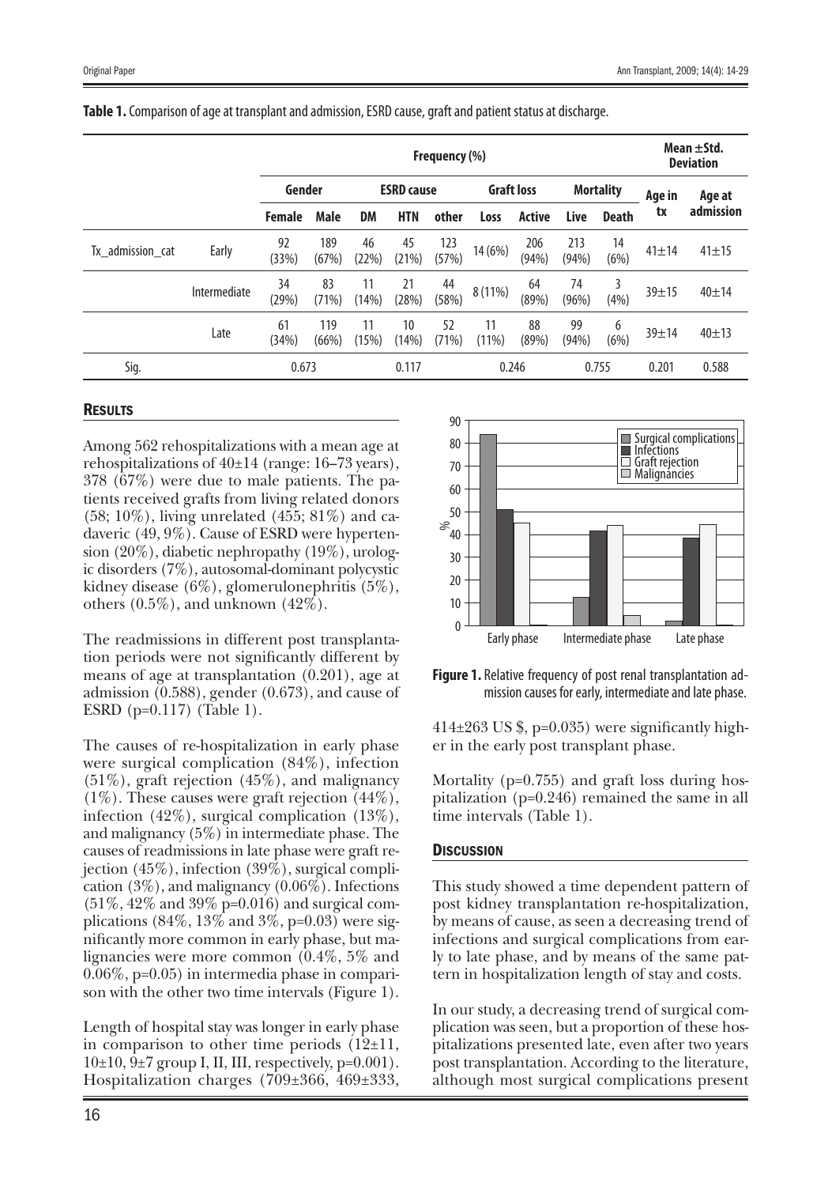**Table 1.** Comparison of age at transplant and admission, ESRD cause, graft and patient status at discharge.

| | | Frequency (%) | | | | | | | | | Mean ±Std. Deviation | |
|---|---|---|---|---|---|---|---|---|---|---|---|---|
| | | Gender | | ESRD cause | | | Graft loss | | Mortality | | Age in tx | Age at admission |
| | | Female | Male | DM | HTN | other | Loss | Active | Live | Death | | |
| Tx_admission_cat | Early | 92 (33%) | 189 (67%) | 46 (22%) | 45 (21%) | 123 (57%) | 14 (6%) | 206 (94%) | 213 (94%) | 14 (6%) | 41±14 | 41±15 |
| | Intermediate | 34 (29%) | 83 (71%) | 11 (14%) | 21 (28%) | 44 (58%) | 8 (11%) | 64 (89%) | 74 (96%) | 3 (4%) | 39±15 | 40±14 |
| | Late | 61 (34%) | 119 (66%) | 11 (15%) | 10 (14%) | 52 (71%) | 11 (11%) | 88 (89%) | 99 (94%) | 6 (6%) | 39±14 | 40±13 |
| Sig. | | 0.673 | | 0.117 | | | 0.246 | | 0.755 | | 0.201 | 0.588 |

## Results

Among 562 rehospitalizations with a mean age at rehospitalizations of 40±14 (range: 16–73 years), 378 (67%) were due to male patients. The patients received grafts from living related donors (58; 10%), living unrelated (455; 81%) and cadaveric (49, 9%). Cause of ESRD were hypertension (20%), diabetic nephropathy (19%), urologic disorders (7%), autosomal-dominant polycystic kidney disease (6%), glomerulonephritis (5%), others (0.5%), and unknown (42%).

The readmissions in different post transplantation periods were not significantly different by means of age at transplantation (0.201), age at admission (0.588), gender (0.673), and cause of ESRD (p=0.117) (Table 1).

The causes of re-hospitalization in early phase were surgical complication (84%), infection (51%), graft rejection (45%), and malignancy (1%). These causes were graft rejection (44%), infection (42%), surgical complication (13%), and malignancy (5%) in intermediate phase. The causes of readmissions in late phase were graft rejection (45%), infection (39%), surgical complication (3%), and malignancy (0.06%). Infections (51%, 42% and 39% p=0.016) and surgical complications (84%, 13% and 3%, p=0.03) were significantly more common in early phase, but malignancies were more common (0.4%, 5% and 0.06%, p=0.05) in intermedia phase in comparison with the other two time intervals (Figure 1).

Length of hospital stay was longer in early phase in comparison to other time periods (12±11, 10±10, 9±7 group I, II, III, respectively, p=0.001). Hospitalization charges (709±366, 469±333, 414±263 US $, p=0.035) were significantly higher in the early post transplant phase.

**Figure 1.** Relative frequency of post renal transplantation admission causes for early, intermediate and late phase.

Mortality (p=0.755) and graft loss during hospitalization (p=0.246) remained the same in all time intervals (Table 1).

## Discussion

This study showed a time dependent pattern of post kidney transplantation re-hospitalization, by means of cause, as seen a decreasing trend of infections and surgical complications from early to late phase, and by means of the same pattern in hospitalization length of stay and costs.

In our study, a decreasing trend of surgical complication was seen, but a proportion of these hospitalizations presented late, even after two years post transplantation. According to the literature, although most surgical complications present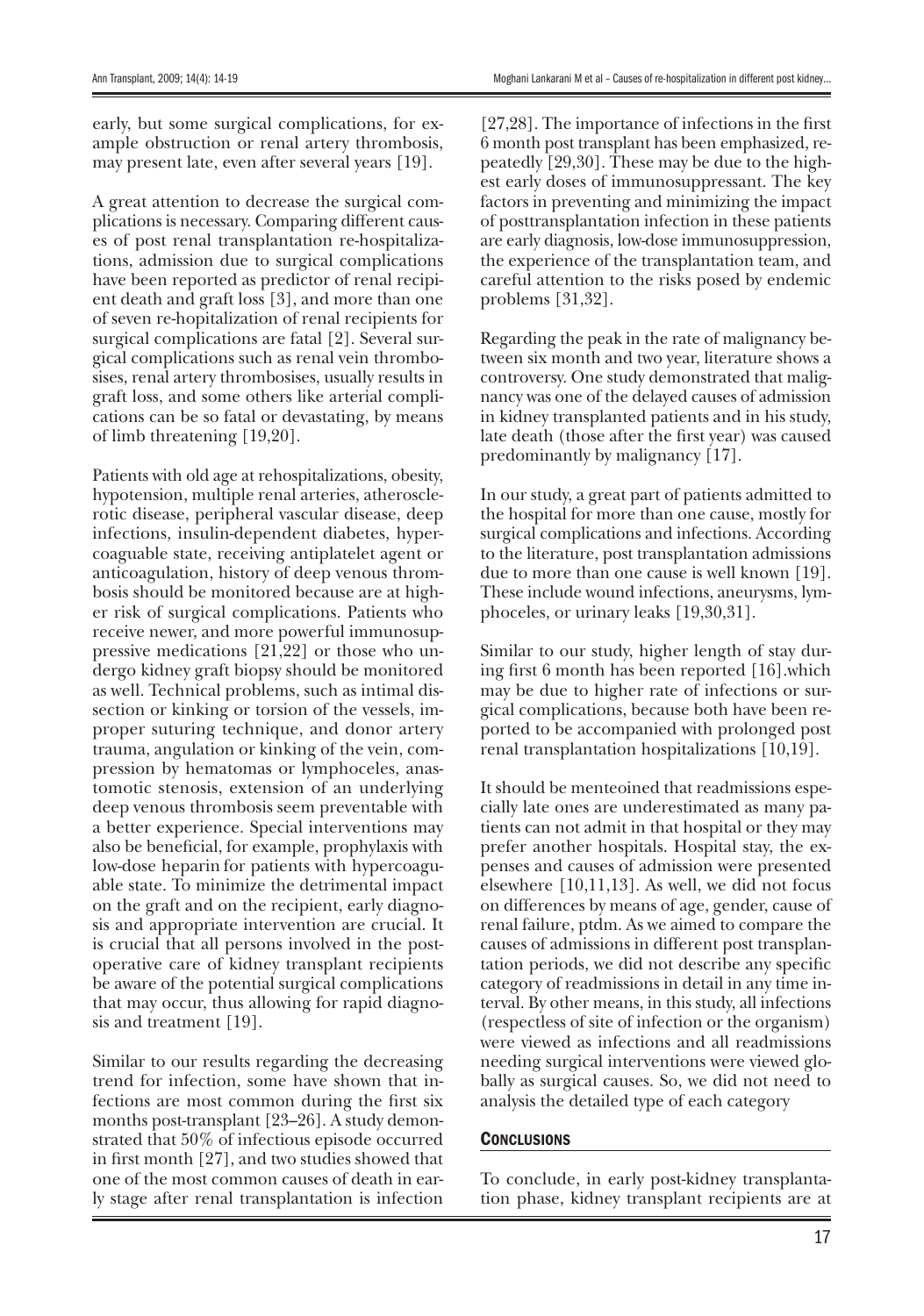early, but some surgical complications, for example obstruction or renal artery thrombosis, may present late, even after several years [19].

A great attention to decrease the surgical complications is necessary. Comparing different causes of post renal transplantation re-hospitalizations, admission due to surgical complications have been reported as predictor of renal recipient death and graft loss [3], and more than one of seven re-hopitalization of renal recipients for surgical complications are fatal [2]. Several surgical complications such as renal vein thrombosises, renal artery thrombosises, usually results in graft loss, and some others like arterial complications can be so fatal or devastating, by means of limb threatening [19,20].

Patients with old age at rehospitalizations, obesity, hypotension, multiple renal arteries, atherosclerotic disease, peripheral vascular disease, deep infections, insulin-dependent diabetes, hypercoaguable state, receiving antiplatelet agent or anticoagulation, history of deep venous thrombosis should be monitored because are at higher risk of surgical complications. Patients who receive newer, and more powerful immunosuppressive medications [21,22] or those who undergo kidney graft biopsy should be monitored as well. Technical problems, such as intimal dissection or kinking or torsion of the vessels, improper suturing technique, and donor artery trauma, angulation or kinking of the vein, compression by hematomas or lymphoceles, anastomotic stenosis, extension of an underlying deep venous thrombosis seem preventable with a better experience. Special interventions may also be beneficial, for example, prophylaxis with low-dose heparin for patients with hypercoaguable state. To minimize the detrimental impact on the graft and on the recipient, early diagnosis and appropriate intervention are crucial. It is crucial that all persons involved in the postoperative care of kidney transplant recipients be aware of the potential surgical complications that may occur, thus allowing for rapid diagnosis and treatment [19].

Similar to our results regarding the decreasing trend for infection, some have shown that infections are most common during the first six months post-transplant [23–26]. A study demonstrated that 50% of infectious episode occurred in first month [27], and two studies showed that one of the most common causes of death in early stage after renal transplantation is infection [27,28]. The importance of infections in the first 6 month post transplant has been emphasized, repeatedly [29,30]. These may be due to the highest early doses of immunosuppressant. The key factors in preventing and minimizing the impact of posttransplantation infection in these patients are early diagnosis, low-dose immunosuppression, the experience of the transplantation team, and careful attention to the risks posed by endemic problems [31,32].

Regarding the peak in the rate of malignancy between six month and two year, literature shows a controversy. One study demonstrated that malignancy was one of the delayed causes of admission in kidney transplanted patients and in his study, late death (those after the first year) was caused predominantly by malignancy [17].

In our study, a great part of patients admitted to the hospital for more than one cause, mostly for surgical complications and infections. According to the literature, post transplantation admissions due to more than one cause is well known [19]. These include wound infections, aneurysms, lymphoceles, or urinary leaks [19,30,31].

Similar to our study, higher length of stay during first 6 month has been reported [16].which may be due to higher rate of infections or surgical complications, because both have been reported to be accompanied with prolonged post renal transplantation hospitalizations [10,19].

It should be menteoined that readmissions especially late ones are underestimated as many patients can not admit in that hospital or they may prefer another hospitals. Hospital stay, the expenses and causes of admission were presented elsewhere [10,11,13]. As well, we did not focus on differences by means of age, gender, cause of renal failure, ptdm. As we aimed to compare the causes of admissions in different post transplantation periods, we did not describe any specific category of readmissions in detail in any time interval. By other means, in this study, all infections (respectless of site of infection or the organism) were viewed as infections and all readmissions needing surgical interventions were viewed globally as surgical causes. So, we did not need to analysis the detailed type of each category

## Conclusions

To conclude, in early post-kidney transplantation phase, kidney transplant recipients are at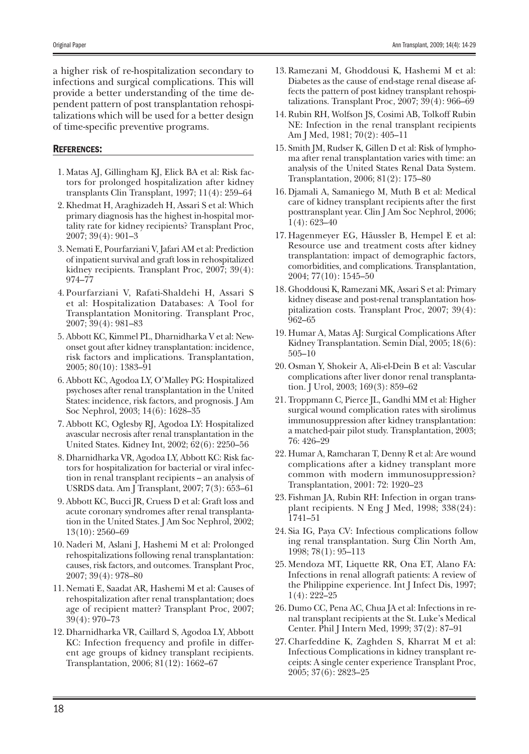a higher risk of re-hospitalization secondary to infections and surgical complications. This will provide a better understanding of the time dependent pattern of post transplantation rehospitalizations which will be used for a better design of time-specific preventive programs.

## REFERENCES:

1. Matas AJ, Gillingham KJ, Elick BA et al: Risk factors for prolonged hospitalization after kidney transplants Clin Transplant, 1997; 11(4): 259–64
2. Khedmat H, Araghizadeh H, Assari S et al: Which primary diagnosis has the highest in-hospital mortality rate for kidney recipients? Transplant Proc, 2007; 39(4): 901–3
3. Nemati E, Pourfarziani V, Jafari AM et al: Prediction of inpatient survival and graft loss in rehospitalized kidney recipients. Transplant Proc, 2007; 39(4): 974–77
4. Pourfarziani V, Rafati-Shaldehi H, Assari S et al: Hospitalization Databases: A Tool for Transplantation Monitoring. Transplant Proc, 2007; 39(4): 981–83
5. Abbott KC, Kimmel PL, Dharnidharka V et al: New-onset gout after kidney transplantation: incidence, risk factors and implications. Transplantation, 2005; 80(10): 1383–91
6. Abbott KC, Agodoa LY, O'Malley PG: Hospitalized psychoses after renal transplantation in the United States: incidence, risk factors, and prognosis. J Am Soc Nephrol, 2003; 14(6): 1628–35
7. Abbott KC, Oglesby RJ, Agodoa LY: Hospitalized avascular necrosis after renal transplantation in the United States. Kidney Int, 2002; 62(6): 2250–56
8. Dharnidharka VR, Agodoa LY, Abbott KC: Risk factors for hospitalization for bacterial or viral infection in renal transplant recipients – an analysis of USRDS data. Am J Transplant, 2007; 7(3): 653–61
9. Abbott KC, Bucci JR, Cruess D et al: Graft loss and acute coronary syndromes after renal transplantation in the United States. J Am Soc Nephrol, 2002; 13(10): 2560–69
10. Naderi M, Aslani J, Hashemi M et al: Prolonged rehospitalizations following renal transplantation: causes, risk factors, and outcomes. Transplant Proc, 2007; 39(4): 978–80
11. Nemati E, Saadat AR, Hashemi M et al: Causes of rehospitalization after renal transplantation; does age of recipient matter? Transplant Proc, 2007; 39(4): 970–73
12. Dharnidharka VR, Caillard S, Agodoa LY, Abbott KC: Infection frequency and profile in different age groups of kidney transplant recipients. Transplantation, 2006; 81(12): 1662–67
13. Ramezani M, Ghoddousi K, Hashemi M et al: Diabetes as the cause of end-stage renal disease affects the pattern of post kidney transplant rehospitalizations. Transplant Proc, 2007; 39(4): 966–69
14. Rubin RH, Wolfson JS, Cosimi AB, Tolkoff Rubin NE: Infection in the renal transplant recipients Am J Med, 1981; 70(2): 405–11
15. Smith JM, Rudser K, Gillen D et al: Risk of lymphoma after renal transplantation varies with time: an analysis of the United States Renal Data System. Transplantation, 2006; 81(2): 175–80
16. Djamali A, Samaniego M, Muth B et al: Medical care of kidney transplant recipients after the first posttransplant year. Clin J Am Soc Nephrol, 2006; 1(4): 623–40
17. Hagenmeyer EG, Häussler B, Hempel E et al: Resource use and treatment costs after kidney transplantation: impact of demographic factors, comorbidities, and complications. Transplantation, 2004; 77(10): 1545–50
18. Ghoddousi K, Ramezani MK, Assari S et al: Primary kidney disease and post-renal transplantation hospitalization costs. Transplant Proc, 2007; 39(4): 962–65
19. Humar A, Matas AJ: Surgical Complications After Kidney Transplantation. Semin Dial, 2005; 18(6): 505–10
20. Osman Y, Shokeir A, Ali-el-Dein B et al: Vascular complications after liver donor renal transplantation. J Urol, 2003; 169(3): 859–62
21. Troppmann C, Pierce JL, Gandhi MM et al: Higher surgical wound complication rates with sirolimus immunosuppression after kidney transplantation: a matched-pair pilot study. Transplantation, 2003; 76: 426–29
22. Humar A, Ramcharan T, Denny R et al: Are wound complications after a kidney transplant more common with modern immunosuppression? Transplantation, 2001: 72: 1920–23
23. Fishman JA, Rubin RH: Infection in organ transplant recipients. N Eng J Med, 1998; 338(24): 1741–51
24. Sia IG, Paya CV: Infectious complications follow ing renal transplantation. Surg Clin North Am, 1998; 78(1): 95–113
25. Mendoza MT, Liquette RR, Ona ET, Alano FA: Infections in renal allograft patients: A review of the Philippine experience. Int J Infect Dis, 1997; 1(4): 222–25
26. Dumo CC, Pena AC, Chua JA et al: Infections in renal transplant recipients at the St. Luke's Medical Center. Phil J Intern Med, 1999; 37(2): 87–91
27. Charfeddine K, Zaghden S, Kharrat M et al: Infectious Complications in kidney transplant receipts: A single center experience Transplant Proc, 2005; 37(6): 2823–25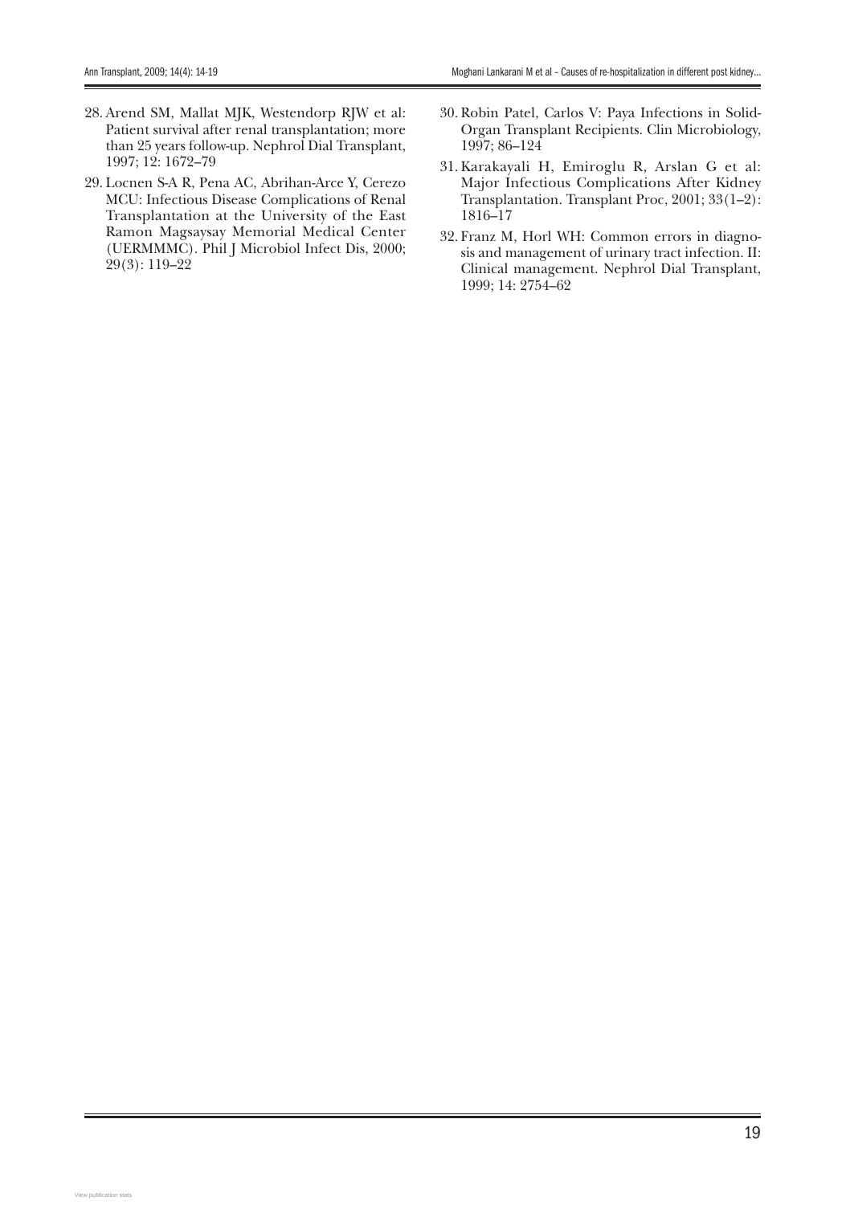28. Arend SM, Mallat MJK, Westendorp RJW et al: Patient survival after renal transplantation; more than 25 years follow-up. Nephrol Dial Transplant, 1997; 12: 1672–79

29. Locnen S-A R, Pena AC, Abrihan-Arce Y, Cerezo MCU: Infectious Disease Complications of Renal Transplantation at the University of the East Ramon Magsaysay Memorial Medical Center (UERMMMC). Phil J Microbiol Infect Dis, 2000; 29(3): 119–22

30. Robin Patel, Carlos V: Paya Infections in Solid-Organ Transplant Recipients. Clin Microbiology, 1997; 86–124

31. Karakayali H, Emiroglu R, Arslan G et al: Major Infectious Complications After Kidney Transplantation. Transplant Proc, 2001; 33(1–2): 1816–17

32. Franz M, Horl WH: Common errors in diagnosis and management of urinary tract infection. II: Clinical management. Nephrol Dial Transplant, 1999; 14: 2754–62